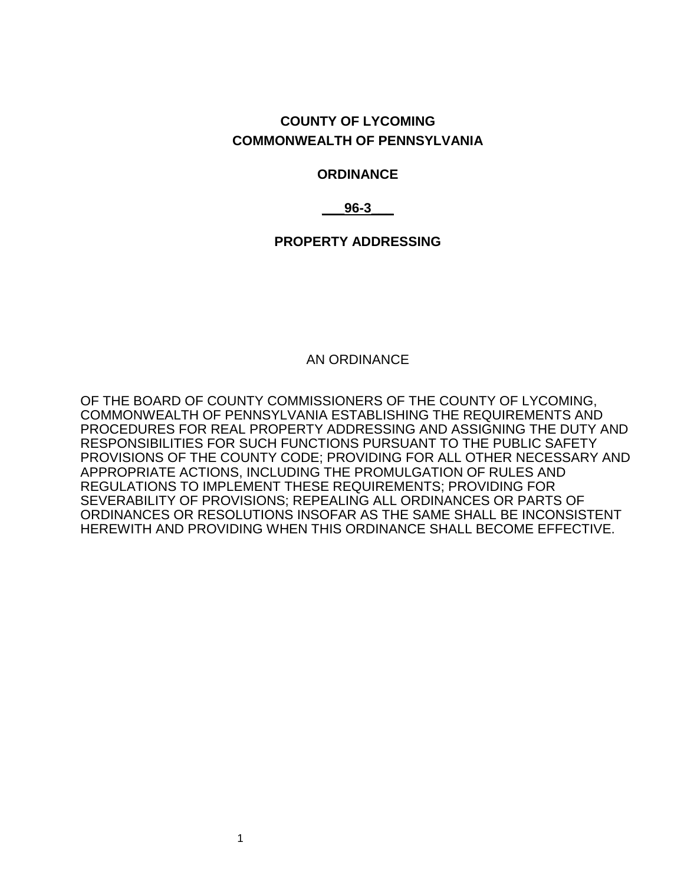**COUNTY OF LYCOMING**
**COMMONWEALTH OF PENNSYLVANIA**

**ORDINANCE**

**96-3**

**PROPERTY ADDRESSING**

AN ORDINANCE

OF THE BOARD OF COUNTY COMMISSIONERS OF THE COUNTY OF LYCOMING, COMMONWEALTH OF PENNSYLVANIA ESTABLISHING THE REQUIREMENTS AND PROCEDURES FOR REAL PROPERTY ADDRESSING AND ASSIGNING THE DUTY AND RESPONSIBILITIES FOR SUCH FUNCTIONS PURSUANT TO THE PUBLIC SAFETY PROVISIONS OF THE COUNTY CODE; PROVIDING FOR ALL OTHER NECESSARY AND APPROPRIATE ACTIONS, INCLUDING THE PROMULGATION OF RULES AND REGULATIONS TO IMPLEMENT THESE REQUIREMENTS; PROVIDING FOR SEVERABILITY OF PROVISIONS; REPEALING ALL ORDINANCES OR PARTS OF ORDINANCES OR RESOLUTIONS INSOFAR AS THE SAME SHALL BE INCONSISTENT HEREWITH AND PROVIDING WHEN THIS ORDINANCE SHALL BECOME EFFECTIVE.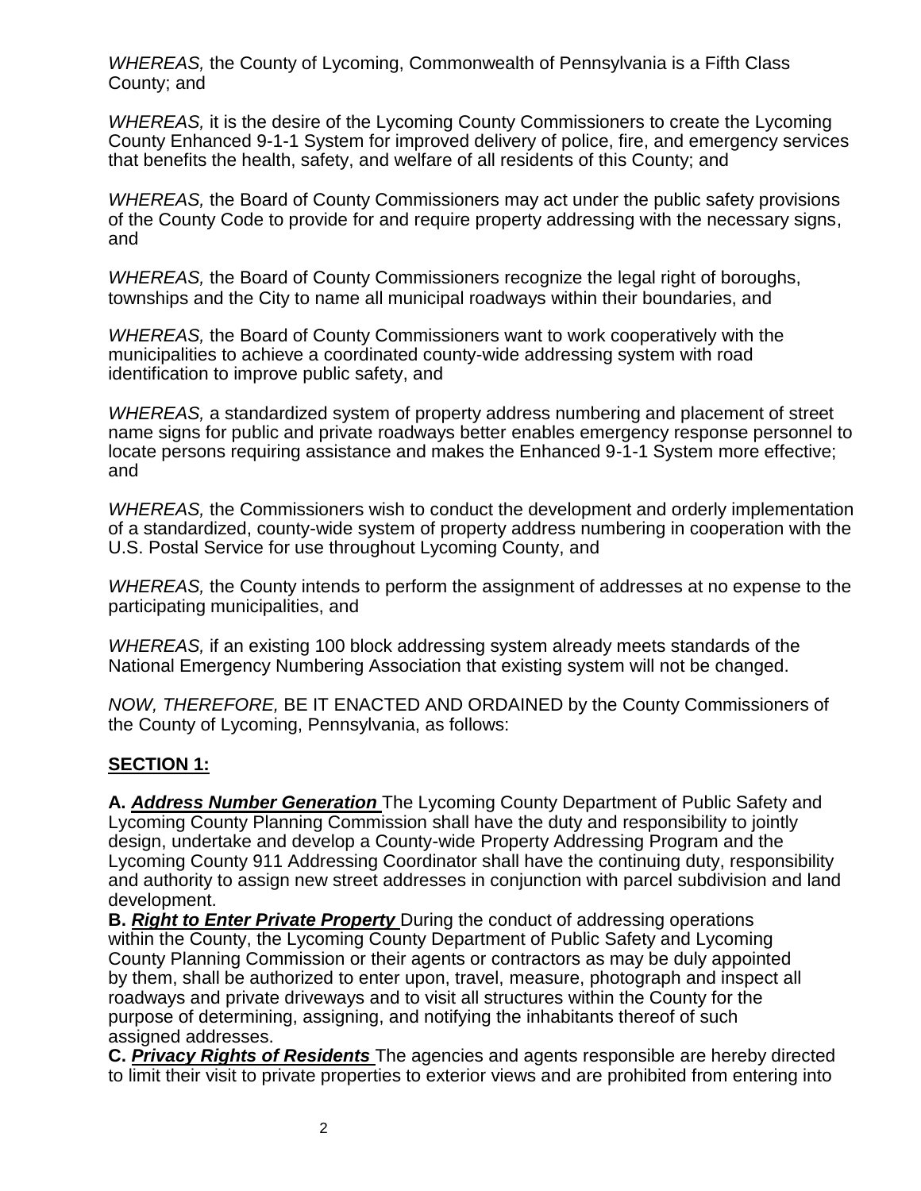*WHEREAS,* the County of Lycoming, Commonwealth of Pennsylvania is a Fifth Class County; and

*WHEREAS,* it is the desire of the Lycoming County Commissioners to create the Lycoming County Enhanced 9-1-1 System for improved delivery of police, fire, and emergency services that benefits the health, safety, and welfare of all residents of this County; and

*WHEREAS,* the Board of County Commissioners may act under the public safety provisions of the County Code to provide for and require property addressing with the necessary signs, and

*WHEREAS,* the Board of County Commissioners recognize the legal right of boroughs, townships and the City to name all municipal roadways within their boundaries, and

*WHEREAS,* the Board of County Commissioners want to work cooperatively with the municipalities to achieve a coordinated county-wide addressing system with road identification to improve public safety, and

*WHEREAS,* a standardized system of property address numbering and placement of street name signs for public and private roadways better enables emergency response personnel to locate persons requiring assistance and makes the Enhanced 9-1-1 System more effective; and

*WHEREAS,* the Commissioners wish to conduct the development and orderly implementation of a standardized, county-wide system of property address numbering in cooperation with the U.S. Postal Service for use throughout Lycoming County, and

*WHEREAS,* the County intends to perform the assignment of addresses at no expense to the participating municipalities, and

*WHEREAS,* if an existing 100 block addressing system already meets standards of the National Emergency Numbering Association that existing system will not be changed.

*NOW, THEREFORE,* BE IT ENACTED AND ORDAINED by the County Commissioners of the County of Lycoming, Pennsylvania, as follows:

## SECTION 1:

**A. *Address Number Generation*** The Lycoming County Department of Public Safety and Lycoming County Planning Commission shall have the duty and responsibility to jointly design, undertake and develop a County-wide Property Addressing Program and the Lycoming County 911 Addressing Coordinator shall have the continuing duty, responsibility and authority to assign new street addresses in conjunction with parcel subdivision and land development.

**B. *Right to Enter Private Property*** During the conduct of addressing operations within the County, the Lycoming County Department of Public Safety and Lycoming County Planning Commission or their agents or contractors as may be duly appointed by them, shall be authorized to enter upon, travel, measure, photograph and inspect all roadways and private driveways and to visit all structures within the County for the purpose of determining, assigning, and notifying the inhabitants thereof of such assigned addresses.

**C. *Privacy Rights of Residents*** The agencies and agents responsible are hereby directed to limit their visit to private properties to exterior views and are prohibited from entering into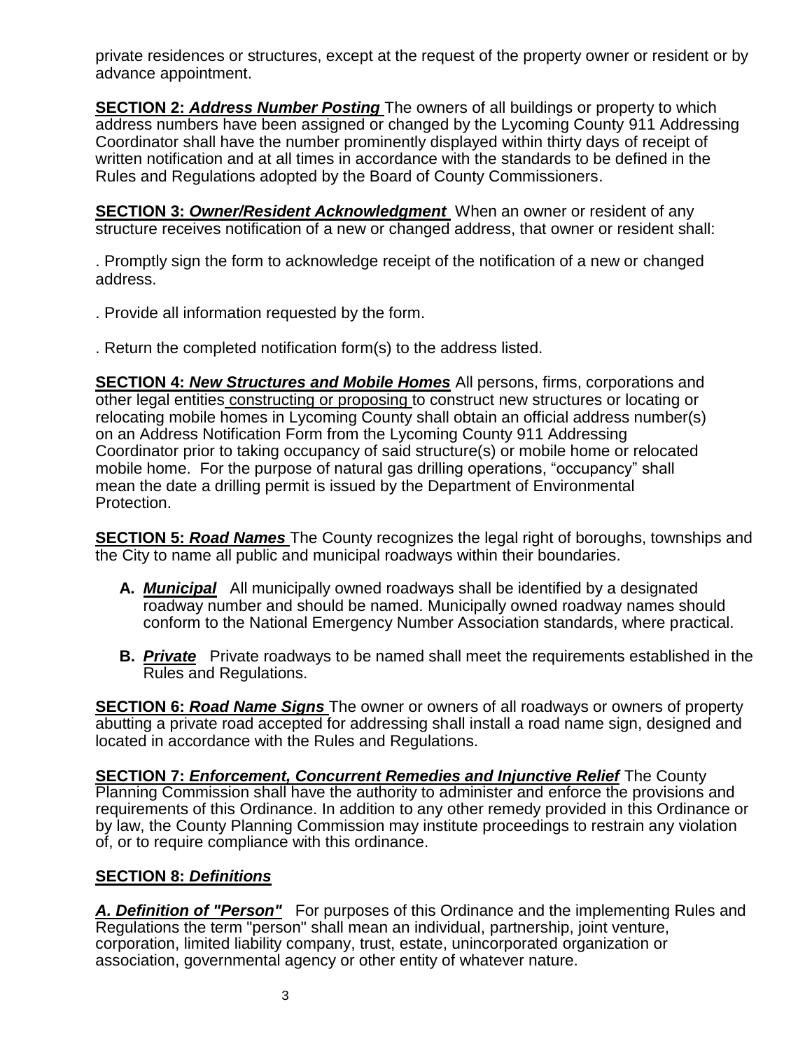private residences or structures, except at the request of the property owner or resident or by advance appointment.

**SECTION 2: *Address Number Posting*** The owners of all buildings or property to which address numbers have been assigned or changed by the Lycoming County 911 Addressing Coordinator shall have the number prominently displayed within thirty days of receipt of written notification and at all times in accordance with the standards to be defined in the Rules and Regulations adopted by the Board of County Commissioners.

**SECTION 3: *Owner/Resident Acknowledgment*** When an owner or resident of any structure receives notification of a new or changed address, that owner or resident shall:

. Promptly sign the form to acknowledge receipt of the notification of a new or changed address.

. Provide all information requested by the form.

. Return the completed notification form(s) to the address listed.

**SECTION 4: *New Structures and Mobile Homes*** All persons, firms, corporations and other legal entities constructing or proposing to construct new structures or locating or relocating mobile homes in Lycoming County shall obtain an official address number(s) on an Address Notification Form from the Lycoming County 911 Addressing Coordinator prior to taking occupancy of said structure(s) or mobile home or relocated mobile home. For the purpose of natural gas drilling operations, "occupancy" shall mean the date a drilling permit is issued by the Department of Environmental Protection.

**SECTION 5: *Road Names*** The County recognizes the legal right of boroughs, townships and the City to name all public and municipal roadways within their boundaries.

- **A. *Municipal*** All municipally owned roadways shall be identified by a designated roadway number and should be named. Municipally owned roadway names should conform to the National Emergency Number Association standards, where practical.

- **B. *Private*** Private roadways to be named shall meet the requirements established in the Rules and Regulations.

**SECTION 6: *Road Name Signs*** The owner or owners of all roadways or owners of property abutting a private road accepted for addressing shall install a road name sign, designed and located in accordance with the Rules and Regulations.

**SECTION 7: *Enforcement, Concurrent Remedies and Injunctive Relief*** The County Planning Commission shall have the authority to administer and enforce the provisions and requirements of this Ordinance. In addition to any other remedy provided in this Ordinance or by law, the County Planning Commission may institute proceedings to restrain any violation of, or to require compliance with this ordinance.

**SECTION 8: *Definitions***

***A. Definition of "Person"*** For purposes of this Ordinance and the implementing Rules and Regulations the term "person" shall mean an individual, partnership, joint venture, corporation, limited liability company, trust, estate, unincorporated organization or association, governmental agency or other entity of whatever nature.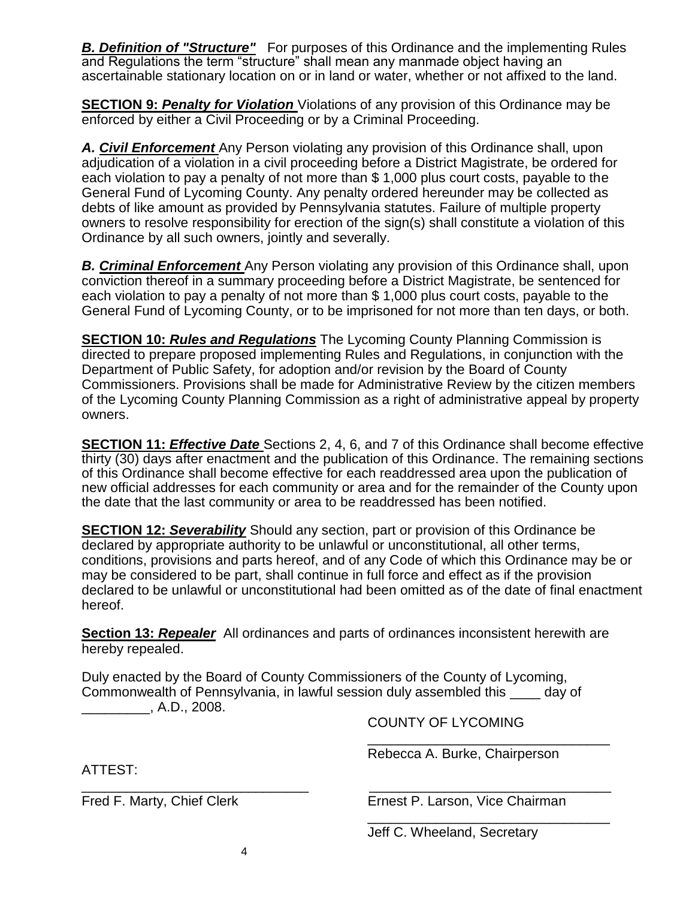***B. Definition of "Structure"*** For purposes of this Ordinance and the implementing Rules and Regulations the term "structure" shall mean any manmade object having an ascertainable stationary location on or in land or water, whether or not affixed to the land.

**SECTION 9: *Penalty for Violation*** Violations of any provision of this Ordinance may be enforced by either a Civil Proceeding or by a Criminal Proceeding.

***A. Civil Enforcement*** Any Person violating any provision of this Ordinance shall, upon adjudication of a violation in a civil proceeding before a District Magistrate, be ordered for each violation to pay a penalty of not more than $ 1,000 plus court costs, payable to the General Fund of Lycoming County. Any penalty ordered hereunder may be collected as debts of like amount as provided by Pennsylvania statutes. Failure of multiple property owners to resolve responsibility for erection of the sign(s) shall constitute a violation of this Ordinance by all such owners, jointly and severally.

***B. Criminal Enforcement*** Any Person violating any provision of this Ordinance shall, upon conviction thereof in a summary proceeding before a District Magistrate, be sentenced for each violation to pay a penalty of not more than $ 1,000 plus court costs, payable to the General Fund of Lycoming County, or to be imprisoned for not more than ten days, or both.

**SECTION 10: *Rules and Regulations*** The Lycoming County Planning Commission is directed to prepare proposed implementing Rules and Regulations, in conjunction with the Department of Public Safety, for adoption and/or revision by the Board of County Commissioners. Provisions shall be made for Administrative Review by the citizen members of the Lycoming County Planning Commission as a right of administrative appeal by property owners.

**SECTION 11: *Effective Date*** Sections 2, 4, 6, and 7 of this Ordinance shall become effective thirty (30) days after enactment and the publication of this Ordinance. The remaining sections of this Ordinance shall become effective for each readdressed area upon the publication of new official addresses for each community or area and for the remainder of the County upon the date that the last community or area to be readdressed has been notified.

**SECTION 12: *Severability*** Should any section, part or provision of this Ordinance be declared by appropriate authority to be unlawful or unconstitutional, all other terms, conditions, provisions and parts hereof, and of any Code of which this Ordinance may be or may be considered to be part, shall continue in full force and effect as if the provision declared to be unlawful or unconstitutional had been omitted as of the date of final enactment hereof.

**Section 13: *Repealer*** All ordinances and parts of ordinances inconsistent herewith are hereby repealed.

Duly enacted by the Board of County Commissioners of the County of Lycoming, Commonwealth of Pennsylvania, in lawful session duly assembled this ____ day of _________, A.D., 2008.

COUNTY OF LYCOMING

_________________________________
Rebecca A. Burke, Chairperson

ATTEST:

_______________________________
Fred F. Marty, Chief Clerk

_________________________________
Ernest P. Larson, Vice Chairman

_________________________________
Jeff C. Wheeland, Secretary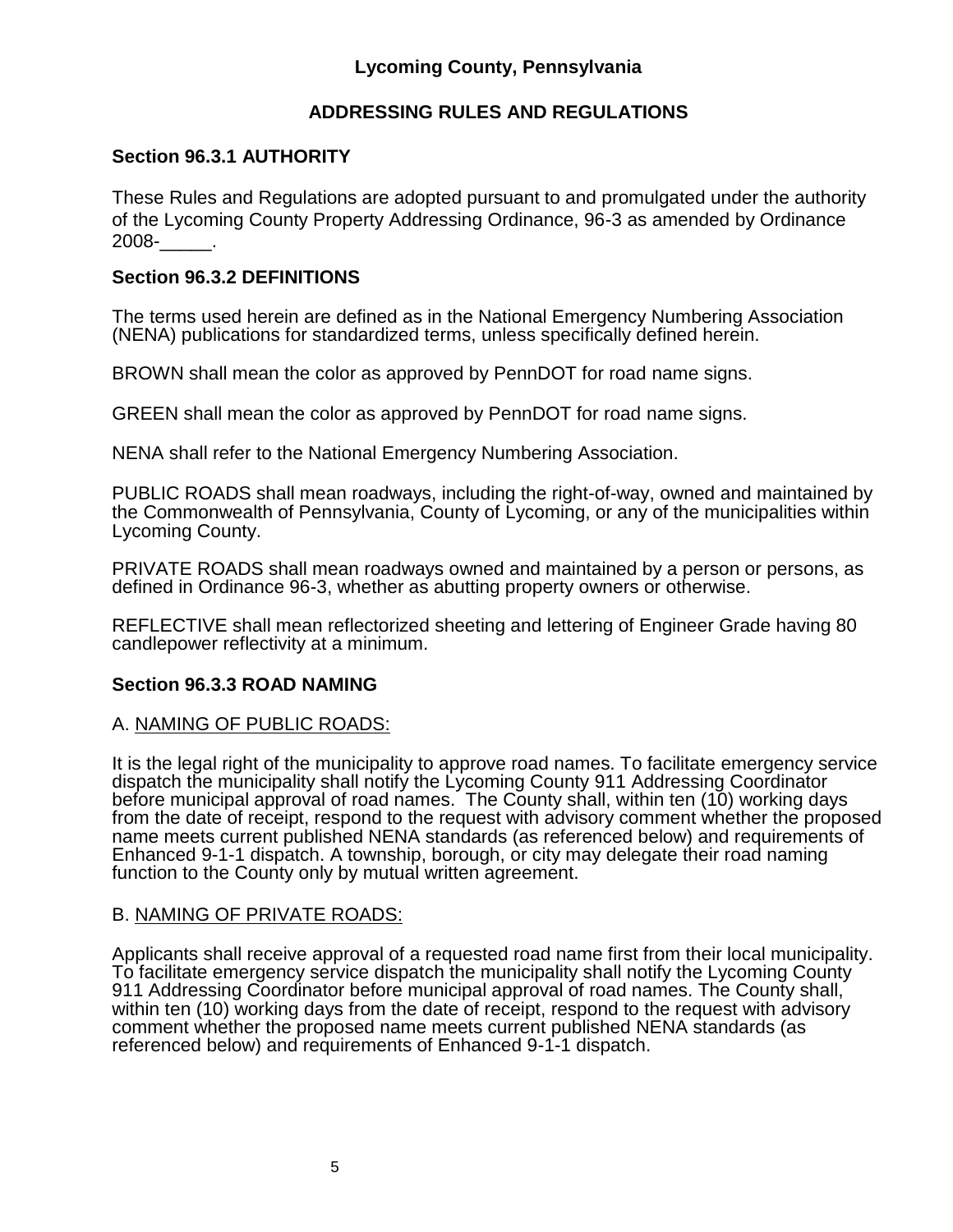**Lycoming County, Pennsylvania**

**ADDRESSING RULES AND REGULATIONS**

## Section 96.3.1 AUTHORITY

These Rules and Regulations are adopted pursuant to and promulgated under the authority of the Lycoming County Property Addressing Ordinance, 96-3 as amended by Ordinance 2008-_____.

## Section 96.3.2 DEFINITIONS

The terms used herein are defined as in the National Emergency Numbering Association (NENA) publications for standardized terms, unless specifically defined herein.

BROWN shall mean the color as approved by PennDOT for road name signs.

GREEN shall mean the color as approved by PennDOT for road name signs.

NENA shall refer to the National Emergency Numbering Association.

PUBLIC ROADS shall mean roadways, including the right-of-way, owned and maintained by the Commonwealth of Pennsylvania, County of Lycoming, or any of the municipalities within Lycoming County.

PRIVATE ROADS shall mean roadways owned and maintained by a person or persons, as defined in Ordinance 96-3, whether as abutting property owners or otherwise.

REFLECTIVE shall mean reflectorized sheeting and lettering of Engineer Grade having 80 candlepower reflectivity at a minimum.

## Section 96.3.3 ROAD NAMING

A. NAMING OF PUBLIC ROADS:

It is the legal right of the municipality to approve road names. To facilitate emergency service dispatch the municipality shall notify the Lycoming County 911 Addressing Coordinator before municipal approval of road names. The County shall, within ten (10) working days from the date of receipt, respond to the request with advisory comment whether the proposed name meets current published NENA standards (as referenced below) and requirements of Enhanced 9-1-1 dispatch. A township, borough, or city may delegate their road naming function to the County only by mutual written agreement.

B. NAMING OF PRIVATE ROADS:

Applicants shall receive approval of a requested road name first from their local municipality. To facilitate emergency service dispatch the municipality shall notify the Lycoming County 911 Addressing Coordinator before municipal approval of road names. The County shall, within ten (10) working days from the date of receipt, respond to the request with advisory comment whether the proposed name meets current published NENA standards (as referenced below) and requirements of Enhanced 9-1-1 dispatch.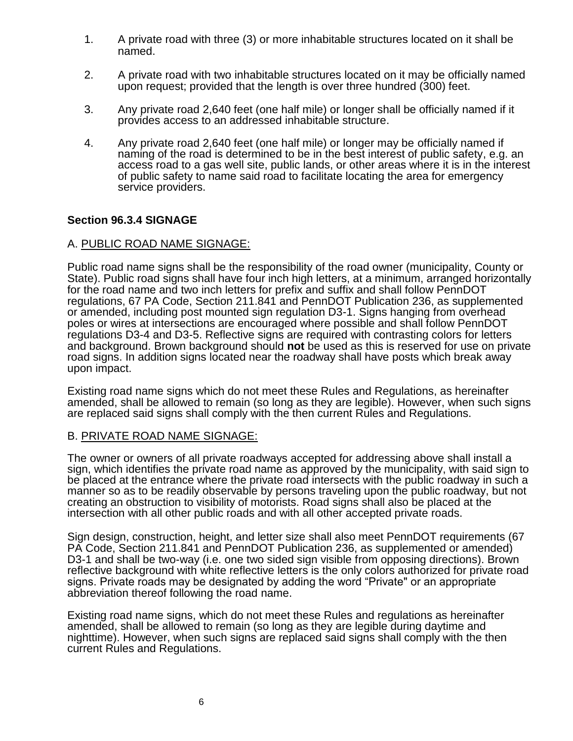1. A private road with three (3) or more inhabitable structures located on it shall be named.

2. A private road with two inhabitable structures located on it may be officially named upon request; provided that the length is over three hundred (300) feet.

3. Any private road 2,640 feet (one half mile) or longer shall be officially named if it provides access to an addressed inhabitable structure.

4. Any private road 2,640 feet (one half mile) or longer may be officially named if naming of the road is determined to be in the best interest of public safety, e.g. an access road to a gas well site, public lands, or other areas where it is in the interest of public safety to name said road to facilitate locating the area for emergency service providers.

### Section 96.3.4 SIGNAGE

A. <u>PUBLIC ROAD NAME SIGNAGE:</u>

Public road name signs shall be the responsibility of the road owner (municipality, County or State). Public road signs shall have four inch high letters, at a minimum, arranged horizontally for the road name and two inch letters for prefix and suffix and shall follow PennDOT regulations, 67 PA Code, Section 211.841 and PennDOT Publication 236, as supplemented or amended, including post mounted sign regulation D3-1. Signs hanging from overhead poles or wires at intersections are encouraged where possible and shall follow PennDOT regulations D3-4 and D3-5. Reflective signs are required with contrasting colors for letters and background. Brown background should **not** be used as this is reserved for use on private road signs. In addition signs located near the roadway shall have posts which break away upon impact.

Existing road name signs which do not meet these Rules and Regulations, as hereinafter amended, shall be allowed to remain (so long as they are legible). However, when such signs are replaced said signs shall comply with the then current Rules and Regulations.

B. <u>PRIVATE ROAD NAME SIGNAGE:</u>

The owner or owners of all private roadways accepted for addressing above shall install a sign, which identifies the private road name as approved by the municipality, with said sign to be placed at the entrance where the private road intersects with the public roadway in such a manner so as to be readily observable by persons traveling upon the public roadway, but not creating an obstruction to visibility of motorists. Road signs shall also be placed at the intersection with all other public roads and with all other accepted private roads.

Sign design, construction, height, and letter size shall also meet PennDOT requirements (67 PA Code, Section 211.841 and PennDOT Publication 236, as supplemented or amended) D3-1 and shall be two-way (i.e. one two sided sign visible from opposing directions). Brown reflective background with white reflective letters is the only colors authorized for private road signs. Private roads may be designated by adding the word "Private" or an appropriate abbreviation thereof following the road name.

Existing road name signs, which do not meet these Rules and regulations as hereinafter amended, shall be allowed to remain (so long as they are legible during daytime and nighttime). However, when such signs are replaced said signs shall comply with the then current Rules and Regulations.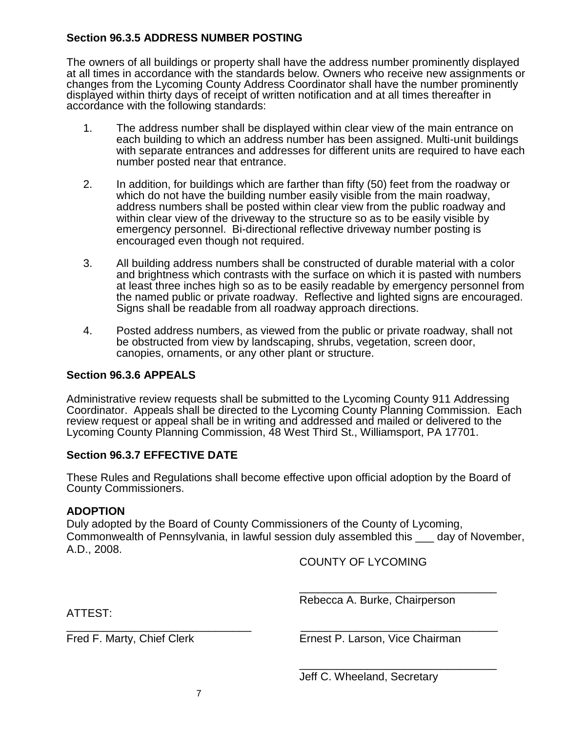### Section 96.3.5 ADDRESS NUMBER POSTING

The owners of all buildings or property shall have the address number prominently displayed at all times in accordance with the standards below. Owners who receive new assignments or changes from the Lycoming County Address Coordinator shall have the number prominently displayed within thirty days of receipt of written notification and at all times thereafter in accordance with the following standards:

1. The address number shall be displayed within clear view of the main entrance on each building to which an address number has been assigned. Multi-unit buildings with separate entrances and addresses for different units are required to have each number posted near that entrance.

2. In addition, for buildings which are farther than fifty (50) feet from the roadway or which do not have the building number easily visible from the main roadway, address numbers shall be posted within clear view from the public roadway and within clear view of the driveway to the structure so as to be easily visible by emergency personnel. Bi-directional reflective driveway number posting is encouraged even though not required.

3. All building address numbers shall be constructed of durable material with a color and brightness which contrasts with the surface on which it is pasted with numbers at least three inches high so as to be easily readable by emergency personnel from the named public or private roadway. Reflective and lighted signs are encouraged. Signs shall be readable from all roadway approach directions.

4. Posted address numbers, as viewed from the public or private roadway, shall not be obstructed from view by landscaping, shrubs, vegetation, screen door, canopies, ornaments, or any other plant or structure.

### Section 96.3.6 APPEALS

Administrative review requests shall be submitted to the Lycoming County 911 Addressing Coordinator. Appeals shall be directed to the Lycoming County Planning Commission. Each review request or appeal shall be in writing and addressed and mailed or delivered to the Lycoming County Planning Commission, 48 West Third St., Williamsport, PA 17701.

### Section 96.3.7 EFFECTIVE DATE

These Rules and Regulations shall become effective upon official adoption by the Board of County Commissioners.

### ADOPTION

Duly adopted by the Board of County Commissioners of the County of Lycoming, Commonwealth of Pennsylvania, in lawful session duly assembled this ___ day of November, A.D., 2008.

COUNTY OF LYCOMING

________________________________
Rebecca A. Burke, Chairperson

ATTEST:

______________________________
Fred F. Marty, Chief Clerk

________________________________
Ernest P. Larson, Vice Chairman

________________________________
Jeff C. Wheeland, Secretary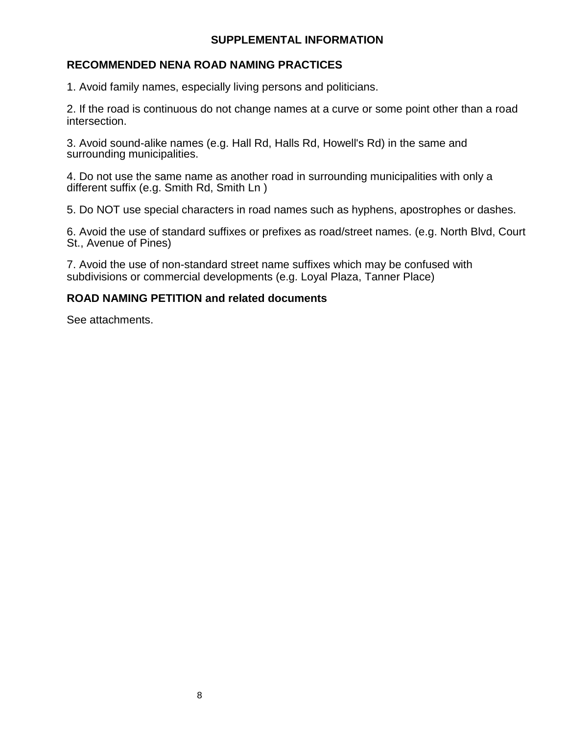## SUPPLEMENTAL INFORMATION

### RECOMMENDED NENA ROAD NAMING PRACTICES

1. Avoid family names, especially living persons and politicians.

2. If the road is continuous do not change names at a curve or some point other than a road intersection.

3. Avoid sound-alike names (e.g. Hall Rd, Halls Rd, Howell's Rd) in the same and surrounding municipalities.

4. Do not use the same name as another road in surrounding municipalities with only a different suffix (e.g. Smith Rd, Smith Ln )

5. Do NOT use special characters in road names such as hyphens, apostrophes or dashes.

6. Avoid the use of standard suffixes or prefixes as road/street names. (e.g. North Blvd, Court St., Avenue of Pines)

7. Avoid the use of non-standard street name suffixes which may be confused with subdivisions or commercial developments (e.g. Loyal Plaza, Tanner Place)

### ROAD NAMING PETITION and related documents

See attachments.